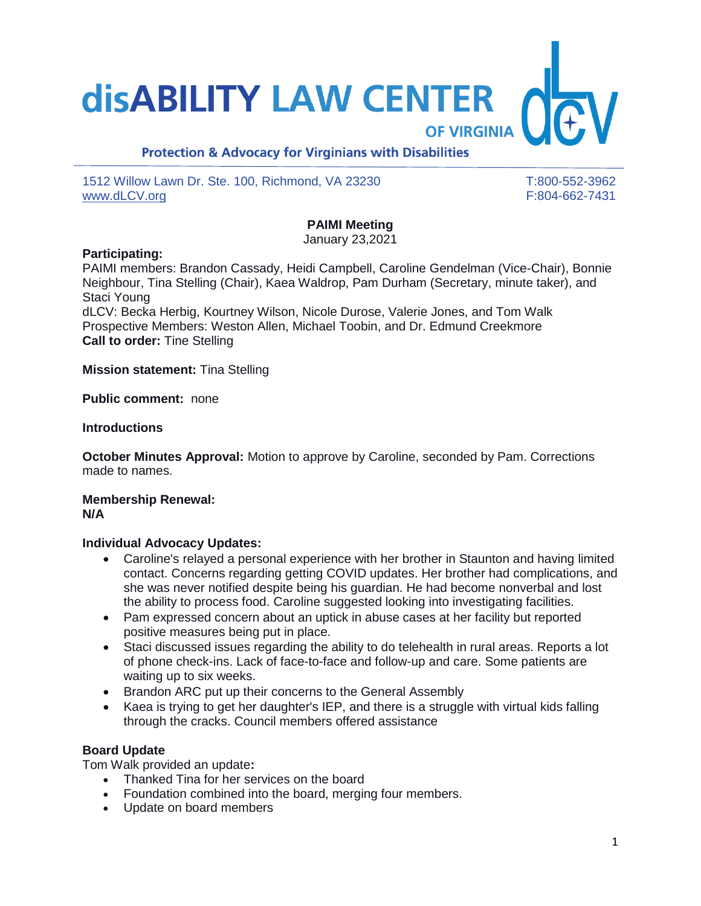# disABILITY LAW CENTER OF VIRGINIA

**Protection & Advocacy for Virginians with Disabilities**

1512 Willow Lawn Dr. Ste. 100, Richmond, VA 23230
www.dLCV.org

T:800-552-3962
F:804-662-7431

**PAIMI Meeting**
January 23,2021

**Participating:**
PAIMI members: Brandon Cassady, Heidi Campbell, Caroline Gendelman (Vice-Chair), Bonnie Neighbour, Tina Stelling (Chair), Kaea Waldrop, Pam Durham (Secretary, minute taker), and Staci Young
dLCV: Becka Herbig, Kourtney Wilson, Nicole Durose, Valerie Jones, and Tom Walk
Prospective Members: Weston Allen, Michael Toobin, and Dr. Edmund Creekmore
**Call to order:** Tine Stelling

**Mission statement:** Tina Stelling

**Public comment:** none

**Introductions**

**October Minutes Approval:** Motion to approve by Caroline, seconded by Pam. Corrections made to names.

**Membership Renewal:**
**N/A**

**Individual Advocacy Updates:**

- Caroline's relayed a personal experience with her brother in Staunton and having limited contact. Concerns regarding getting COVID updates. Her brother had complications, and she was never notified despite being his guardian. He had become nonverbal and lost the ability to process food. Caroline suggested looking into investigating facilities.
- Pam expressed concern about an uptick in abuse cases at her facility but reported positive measures being put in place.
- Staci discussed issues regarding the ability to do telehealth in rural areas. Reports a lot of phone check-ins. Lack of face-to-face and follow-up and care. Some patients are waiting up to six weeks.
- Brandon ARC put up their concerns to the General Assembly
- Kaea is trying to get her daughter's IEP, and there is a struggle with virtual kids falling through the cracks. Council members offered assistance

**Board Update**
Tom Walk provided an update**:**

- Thanked Tina for her services on the board
- Foundation combined into the board, merging four members.
- Update on board members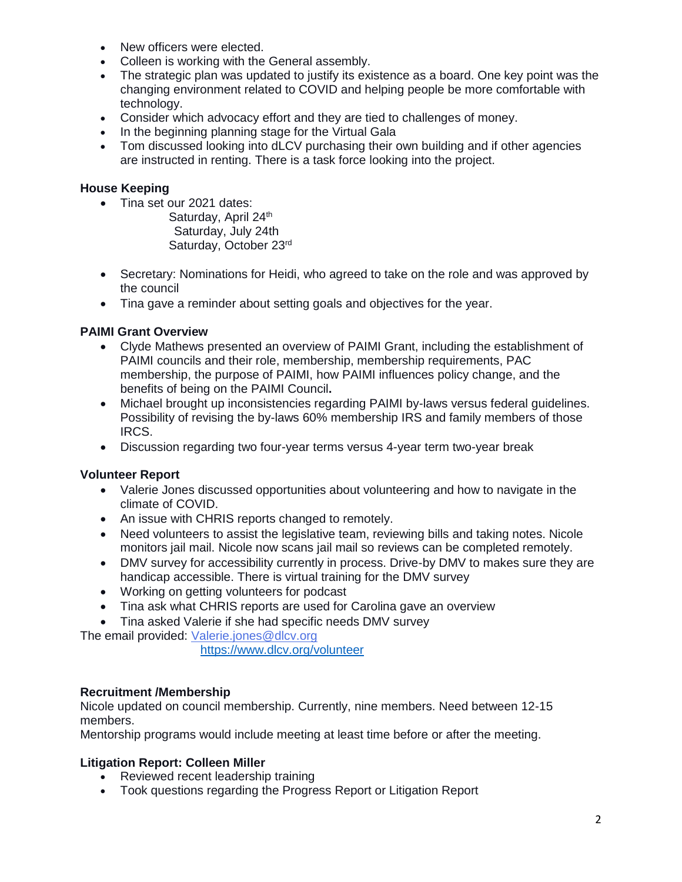- New officers were elected.
- Colleen is working with the General assembly.
- The strategic plan was updated to justify its existence as a board. One key point was the changing environment related to COVID and helping people be more comfortable with technology.
- Consider which advocacy effort and they are tied to challenges of money.
- In the beginning planning stage for the Virtual Gala
- Tom discussed looking into dLCV purchasing their own building and if other agencies are instructed in renting. There is a task force looking into the project.

**House Keeping**

- Tina set our 2021 dates:
  - Saturday, April 24th
  - Saturday, July 24th
  - Saturday, October 23rd
- Secretary: Nominations for Heidi, who agreed to take on the role and was approved by the council
- Tina gave a reminder about setting goals and objectives for the year.

**PAIMI Grant Overview**

- Clyde Mathews presented an overview of PAIMI Grant, including the establishment of PAIMI councils and their role, membership, membership requirements, PAC membership, the purpose of PAIMI, how PAIMI influences policy change, and the benefits of being on the PAIMI Council**.**
- Michael brought up inconsistencies regarding PAIMI by-laws versus federal guidelines. Possibility of revising the by-laws 60% membership IRS and family members of those IRCS.
- Discussion regarding two four-year terms versus 4-year term two-year break

**Volunteer Report**

- Valerie Jones discussed opportunities about volunteering and how to navigate in the climate of COVID.
- An issue with CHRIS reports changed to remotely.
- Need volunteers to assist the legislative team, reviewing bills and taking notes. Nicole monitors jail mail. Nicole now scans jail mail so reviews can be completed remotely.
- DMV survey for accessibility currently in process. Drive-by DMV to makes sure they are handicap accessible. There is virtual training for the DMV survey
- Working on getting volunteers for podcast
- Tina ask what CHRIS reports are used for Carolina gave an overview
- Tina asked Valerie if she had specific needs DMV survey

The email provided: Valerie.jones@dlcv.org
https://www.dlcv.org/volunteer

**Recruitment /Membership**

Nicole updated on council membership. Currently, nine members. Need between 12-15 members.

Mentorship programs would include meeting at least time before or after the meeting.

**Litigation Report: Colleen Miller**

- Reviewed recent leadership training
- Took questions regarding the Progress Report or Litigation Report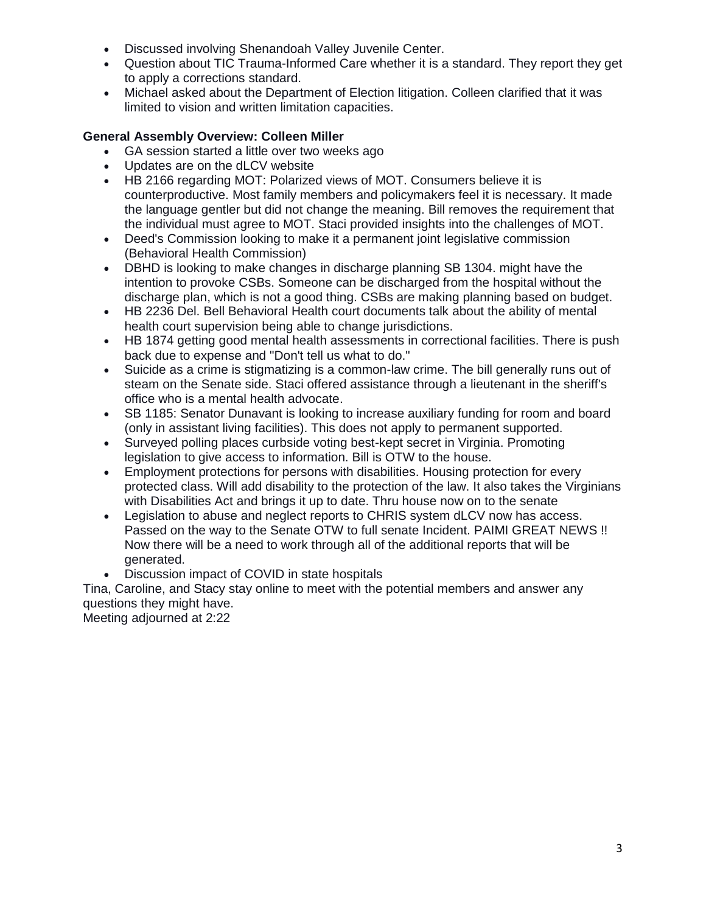- Discussed involving Shenandoah Valley Juvenile Center.
- Question about TIC Trauma-Informed Care whether it is a standard. They report they get to apply a corrections standard.
- Michael asked about the Department of Election litigation. Colleen clarified that it was limited to vision and written limitation capacities.

**General Assembly Overview: Colleen Miller**

- GA session started a little over two weeks ago
- Updates are on the dLCV website
- HB 2166 regarding MOT: Polarized views of MOT. Consumers believe it is counterproductive. Most family members and policymakers feel it is necessary. It made the language gentler but did not change the meaning. Bill removes the requirement that the individual must agree to MOT. Staci provided insights into the challenges of MOT.
- Deed's Commission looking to make it a permanent joint legislative commission (Behavioral Health Commission)
- DBHD is looking to make changes in discharge planning SB 1304. might have the intention to provoke CSBs. Someone can be discharged from the hospital without the discharge plan, which is not a good thing. CSBs are making planning based on budget.
- HB 2236 Del. Bell Behavioral Health court documents talk about the ability of mental health court supervision being able to change jurisdictions.
- HB 1874 getting good mental health assessments in correctional facilities. There is push back due to expense and "Don't tell us what to do."
- Suicide as a crime is stigmatizing is a common-law crime. The bill generally runs out of steam on the Senate side. Staci offered assistance through a lieutenant in the sheriff's office who is a mental health advocate.
- SB 1185: Senator Dunavant is looking to increase auxiliary funding for room and board (only in assistant living facilities). This does not apply to permanent supported.
- Surveyed polling places curbside voting best-kept secret in Virginia. Promoting legislation to give access to information. Bill is OTW to the house.
- Employment protections for persons with disabilities. Housing protection for every protected class. Will add disability to the protection of the law. It also takes the Virginians with Disabilities Act and brings it up to date. Thru house now on to the senate
- Legislation to abuse and neglect reports to CHRIS system dLCV now has access. Passed on the way to the Senate OTW to full senate Incident. PAIMI GREAT NEWS !! Now there will be a need to work through all of the additional reports that will be generated.
- Discussion impact of COVID in state hospitals

Tina, Caroline, and Stacy stay online to meet with the potential members and answer any questions they might have.
Meeting adjourned at 2:22